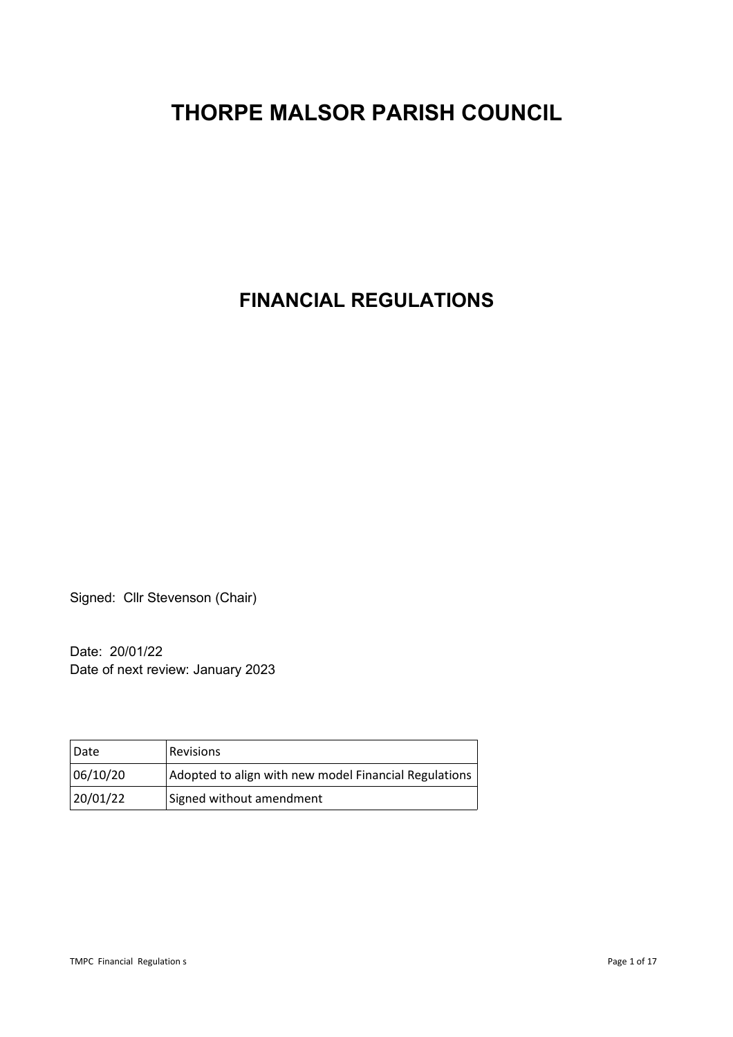# THORPE MALSOR PARISH COUNCIL

## FINANCIAL REGULATIONS

Signed: Cllr Stevenson (Chair)

Date: 20/01/22
Date of next review: January 2023

| Date | Revisions |
|---|---|
| 06/10/20 | Adopted to align with new model Financial Regulations |
| 20/01/22 | Signed without amendment |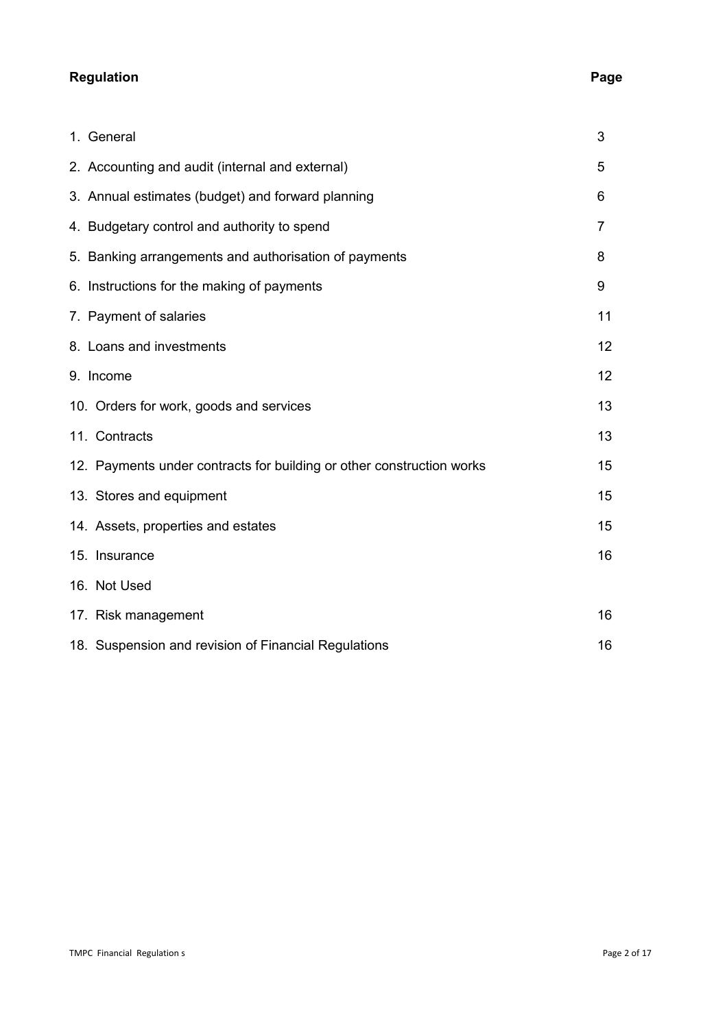| Regulation | Page |
| --- | --- |
| 1. General | 3 |
| 2. Accounting and audit (internal and external) | 5 |
| 3. Annual estimates (budget) and forward planning | 6 |
| 4. Budgetary control and authority to spend | 7 |
| 5. Banking arrangements and authorisation of payments | 8 |
| 6. Instructions for the making of payments | 9 |
| 7. Payment of salaries | 11 |
| 8. Loans and investments | 12 |
| 9. Income | 12 |
| 10. Orders for work, goods and services | 13 |
| 11. Contracts | 13 |
| 12. Payments under contracts for building or other construction works | 15 |
| 13. Stores and equipment | 15 |
| 14. Assets, properties and estates | 15 |
| 15. Insurance | 16 |
| 16. Not Used | |
| 17. Risk management | 16 |
| 18. Suspension and revision of Financial Regulations | 16 |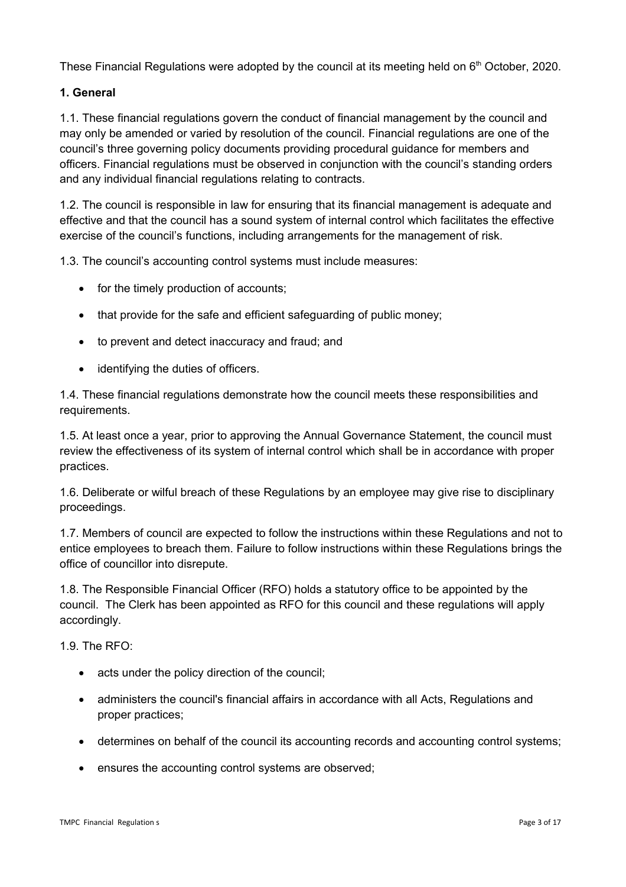These Financial Regulations were adopted by the council at its meeting held on 6th October, 2020.

### 1. General

1.1. These financial regulations govern the conduct of financial management by the council and may only be amended or varied by resolution of the council. Financial regulations are one of the council's three governing policy documents providing procedural guidance for members and officers. Financial regulations must be observed in conjunction with the council's standing orders and any individual financial regulations relating to contracts.

1.2. The council is responsible in law for ensuring that its financial management is adequate and effective and that the council has a sound system of internal control which facilitates the effective exercise of the council's functions, including arrangements for the management of risk.

1.3. The council's accounting control systems must include measures:

- for the timely production of accounts;
- that provide for the safe and efficient safeguarding of public money;
- to prevent and detect inaccuracy and fraud; and
- identifying the duties of officers.

1.4. These financial regulations demonstrate how the council meets these responsibilities and requirements.

1.5. At least once a year, prior to approving the Annual Governance Statement, the council must review the effectiveness of its system of internal control which shall be in accordance with proper practices.

1.6. Deliberate or wilful breach of these Regulations by an employee may give rise to disciplinary proceedings.

1.7. Members of council are expected to follow the instructions within these Regulations and not to entice employees to breach them. Failure to follow instructions within these Regulations brings the office of councillor into disrepute.

1.8. The Responsible Financial Officer (RFO) holds a statutory office to be appointed by the council. The Clerk has been appointed as RFO for this council and these regulations will apply accordingly.

1.9. The RFO:

- acts under the policy direction of the council;
- administers the council's financial affairs in accordance with all Acts, Regulations and proper practices;
- determines on behalf of the council its accounting records and accounting control systems;
- ensures the accounting control systems are observed;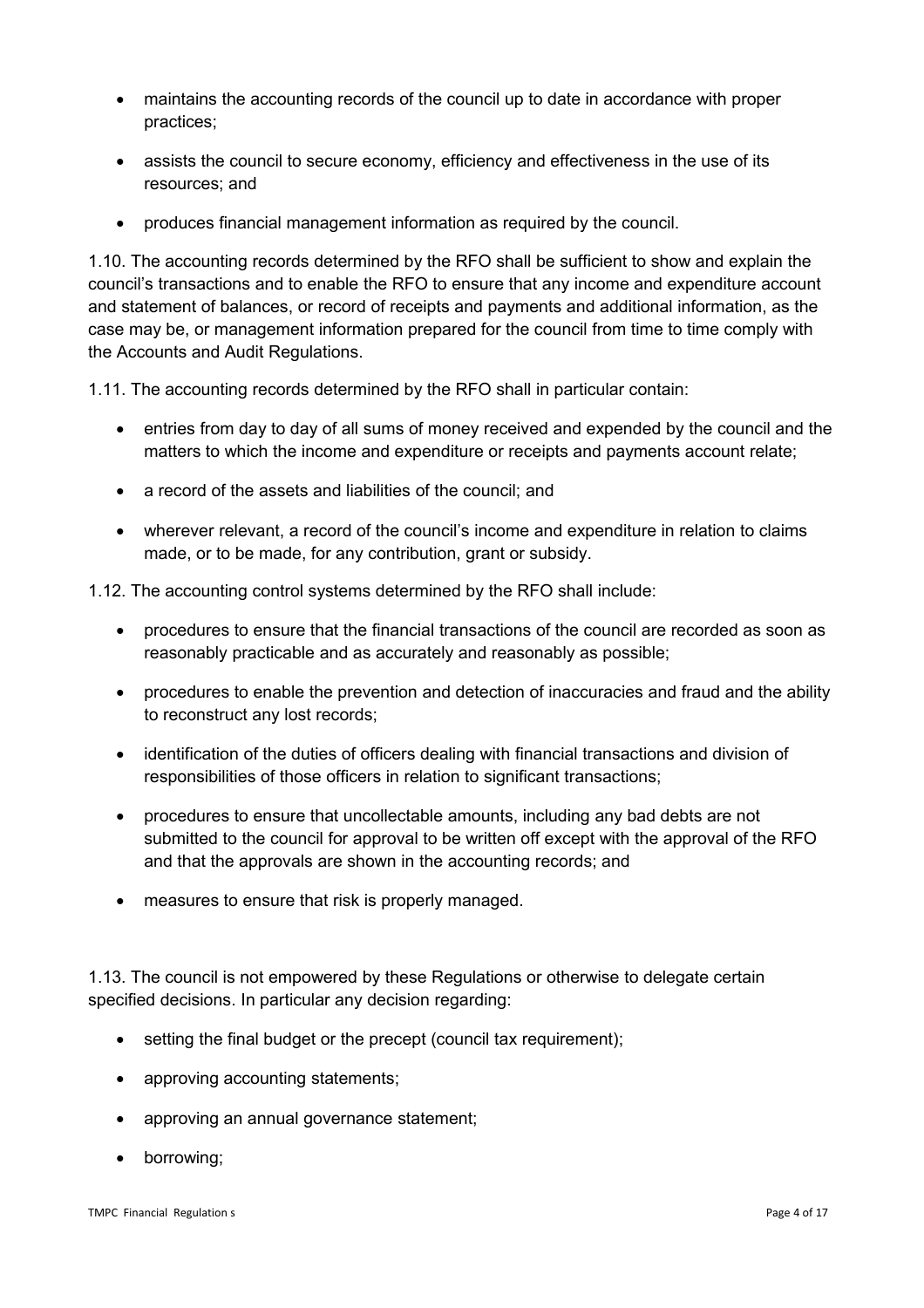- maintains the accounting records of the council up to date in accordance with proper practices;
- assists the council to secure economy, efficiency and effectiveness in the use of its resources; and
- produces financial management information as required by the council.

1.10. The accounting records determined by the RFO shall be sufficient to show and explain the council's transactions and to enable the RFO to ensure that any income and expenditure account and statement of balances, or record of receipts and payments and additional information, as the case may be, or management information prepared for the council from time to time comply with the Accounts and Audit Regulations.

1.11. The accounting records determined by the RFO shall in particular contain:

- entries from day to day of all sums of money received and expended by the council and the matters to which the income and expenditure or receipts and payments account relate;
- a record of the assets and liabilities of the council; and
- wherever relevant, a record of the council's income and expenditure in relation to claims made, or to be made, for any contribution, grant or subsidy.

1.12. The accounting control systems determined by the RFO shall include:

- procedures to ensure that the financial transactions of the council are recorded as soon as reasonably practicable and as accurately and reasonably as possible;
- procedures to enable the prevention and detection of inaccuracies and fraud and the ability to reconstruct any lost records;
- identification of the duties of officers dealing with financial transactions and division of responsibilities of those officers in relation to significant transactions;
- procedures to ensure that uncollectable amounts, including any bad debts are not submitted to the council for approval to be written off except with the approval of the RFO and that the approvals are shown in the accounting records; and
- measures to ensure that risk is properly managed.

1.13. The council is not empowered by these Regulations or otherwise to delegate certain specified decisions. In particular any decision regarding:

- setting the final budget or the precept (council tax requirement);
- approving accounting statements;
- approving an annual governance statement;
- borrowing;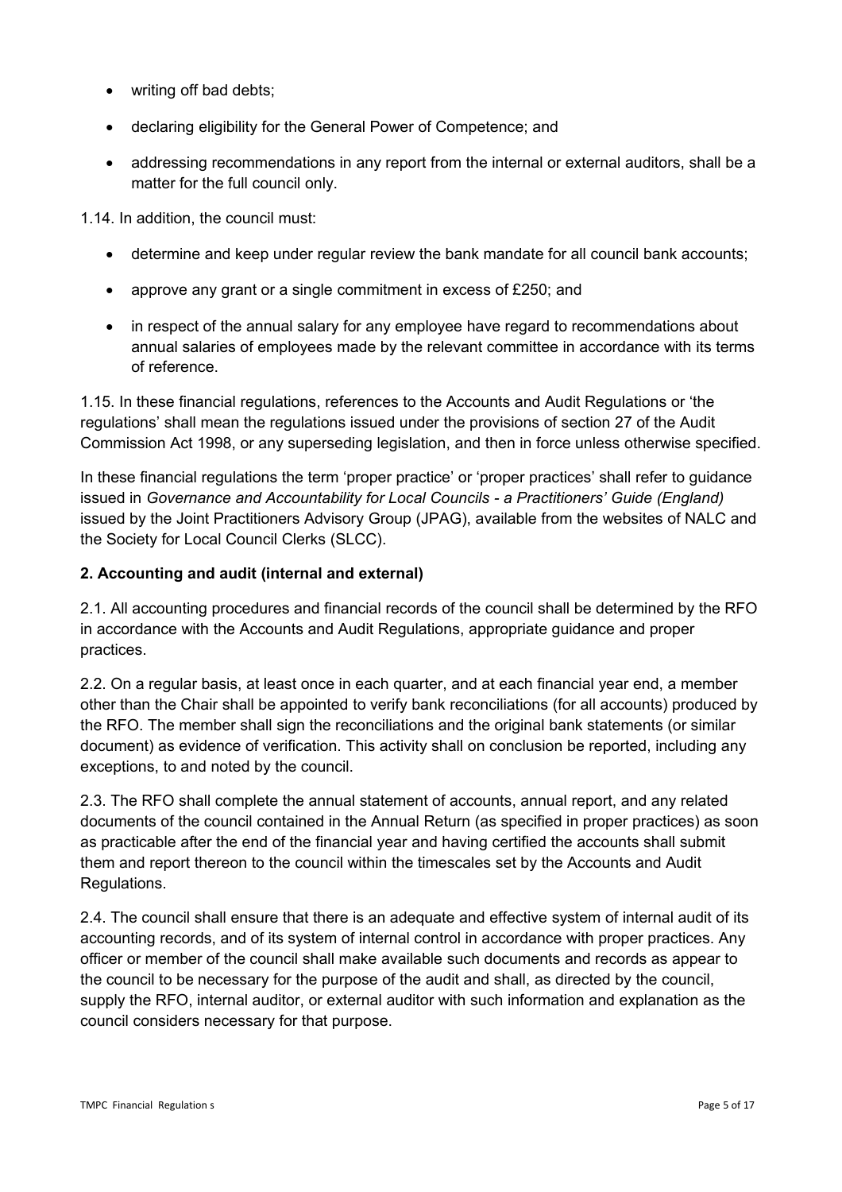- writing off bad debts;
- declaring eligibility for the General Power of Competence; and
- addressing recommendations in any report from the internal or external auditors, shall be a matter for the full council only.

1.14. In addition, the council must:

- determine and keep under regular review the bank mandate for all council bank accounts;
- approve any grant or a single commitment in excess of £250; and
- in respect of the annual salary for any employee have regard to recommendations about annual salaries of employees made by the relevant committee in accordance with its terms of reference.

1.15. In these financial regulations, references to the Accounts and Audit Regulations or 'the regulations' shall mean the regulations issued under the provisions of section 27 of the Audit Commission Act 1998, or any superseding legislation, and then in force unless otherwise specified.

In these financial regulations the term 'proper practice' or 'proper practices' shall refer to guidance issued in *Governance and Accountability for Local Councils - a Practitioners' Guide (England)* issued by the Joint Practitioners Advisory Group (JPAG), available from the websites of NALC and the Society for Local Council Clerks (SLCC).

**2. Accounting and audit (internal and external)**

2.1. All accounting procedures and financial records of the council shall be determined by the RFO in accordance with the Accounts and Audit Regulations, appropriate guidance and proper practices.

2.2. On a regular basis, at least once in each quarter, and at each financial year end, a member other than the Chair shall be appointed to verify bank reconciliations (for all accounts) produced by the RFO. The member shall sign the reconciliations and the original bank statements (or similar document) as evidence of verification. This activity shall on conclusion be reported, including any exceptions, to and noted by the council.

2.3. The RFO shall complete the annual statement of accounts, annual report, and any related documents of the council contained in the Annual Return (as specified in proper practices) as soon as practicable after the end of the financial year and having certified the accounts shall submit them and report thereon to the council within the timescales set by the Accounts and Audit Regulations.

2.4. The council shall ensure that there is an adequate and effective system of internal audit of its accounting records, and of its system of internal control in accordance with proper practices. Any officer or member of the council shall make available such documents and records as appear to the council to be necessary for the purpose of the audit and shall, as directed by the council, supply the RFO, internal auditor, or external auditor with such information and explanation as the council considers necessary for that purpose.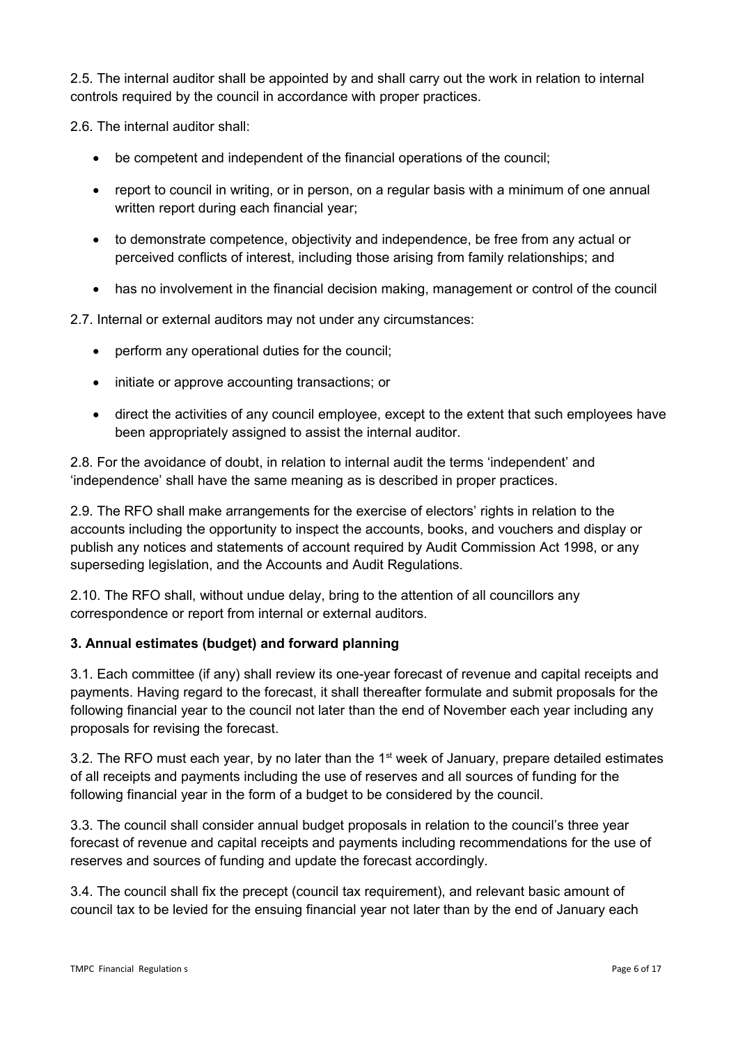2.5. The internal auditor shall be appointed by and shall carry out the work in relation to internal controls required by the council in accordance with proper practices.

2.6. The internal auditor shall:

- be competent and independent of the financial operations of the council;
- report to council in writing, or in person, on a regular basis with a minimum of one annual written report during each financial year;
- to demonstrate competence, objectivity and independence, be free from any actual or perceived conflicts of interest, including those arising from family relationships; and
- has no involvement in the financial decision making, management or control of the council

2.7. Internal or external auditors may not under any circumstances:

- perform any operational duties for the council;
- initiate or approve accounting transactions; or
- direct the activities of any council employee, except to the extent that such employees have been appropriately assigned to assist the internal auditor.

2.8. For the avoidance of doubt, in relation to internal audit the terms 'independent' and 'independence' shall have the same meaning as is described in proper practices.

2.9. The RFO shall make arrangements for the exercise of electors' rights in relation to the accounts including the opportunity to inspect the accounts, books, and vouchers and display or publish any notices and statements of account required by Audit Commission Act 1998, or any superseding legislation, and the Accounts and Audit Regulations.

2.10. The RFO shall, without undue delay, bring to the attention of all councillors any correspondence or report from internal or external auditors.

**3. Annual estimates (budget) and forward planning**

3.1. Each committee (if any) shall review its one-year forecast of revenue and capital receipts and payments. Having regard to the forecast, it shall thereafter formulate and submit proposals for the following financial year to the council not later than the end of November each year including any proposals for revising the forecast.

3.2. The RFO must each year, by no later than the 1st week of January, prepare detailed estimates of all receipts and payments including the use of reserves and all sources of funding for the following financial year in the form of a budget to be considered by the council.

3.3. The council shall consider annual budget proposals in relation to the council's three year forecast of revenue and capital receipts and payments including recommendations for the use of reserves and sources of funding and update the forecast accordingly.

3.4. The council shall fix the precept (council tax requirement), and relevant basic amount of council tax to be levied for the ensuing financial year not later than by the end of January each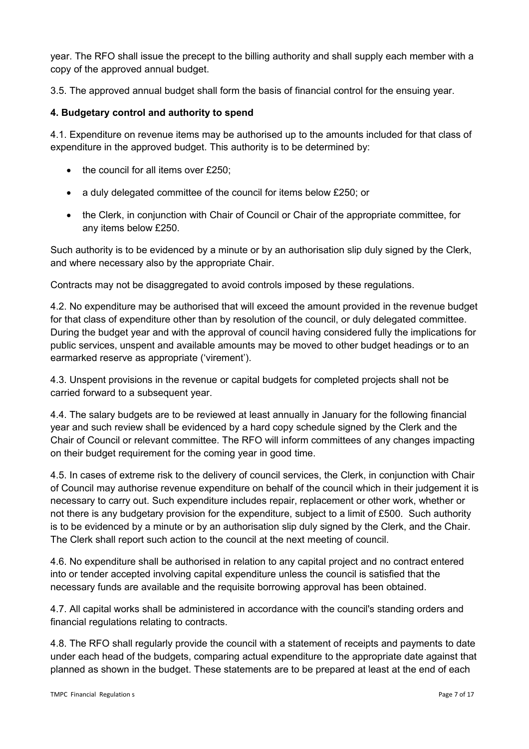year. The RFO shall issue the precept to the billing authority and shall supply each member with a copy of the approved annual budget.

3.5. The approved annual budget shall form the basis of financial control for the ensuing year.

**4. Budgetary control and authority to spend**

4.1. Expenditure on revenue items may be authorised up to the amounts included for that class of expenditure in the approved budget. This authority is to be determined by:

- the council for all items over £250;
- a duly delegated committee of the council for items below £250; or
- the Clerk, in conjunction with Chair of Council or Chair of the appropriate committee, for any items below £250.

Such authority is to be evidenced by a minute or by an authorisation slip duly signed by the Clerk, and where necessary also by the appropriate Chair.

Contracts may not be disaggregated to avoid controls imposed by these regulations.

4.2. No expenditure may be authorised that will exceed the amount provided in the revenue budget for that class of expenditure other than by resolution of the council, or duly delegated committee. During the budget year and with the approval of council having considered fully the implications for public services, unspent and available amounts may be moved to other budget headings or to an earmarked reserve as appropriate ('virement').

4.3. Unspent provisions in the revenue or capital budgets for completed projects shall not be carried forward to a subsequent year.

4.4. The salary budgets are to be reviewed at least annually in January for the following financial year and such review shall be evidenced by a hard copy schedule signed by the Clerk and the Chair of Council or relevant committee. The RFO will inform committees of any changes impacting on their budget requirement for the coming year in good time.

4.5. In cases of extreme risk to the delivery of council services, the Clerk, in conjunction with Chair of Council may authorise revenue expenditure on behalf of the council which in their judgement it is necessary to carry out. Such expenditure includes repair, replacement or other work, whether or not there is any budgetary provision for the expenditure, subject to a limit of £500. Such authority is to be evidenced by a minute or by an authorisation slip duly signed by the Clerk, and the Chair. The Clerk shall report such action to the council at the next meeting of council.

4.6. No expenditure shall be authorised in relation to any capital project and no contract entered into or tender accepted involving capital expenditure unless the council is satisfied that the necessary funds are available and the requisite borrowing approval has been obtained.

4.7. All capital works shall be administered in accordance with the council's standing orders and financial regulations relating to contracts.

4.8. The RFO shall regularly provide the council with a statement of receipts and payments to date under each head of the budgets, comparing actual expenditure to the appropriate date against that planned as shown in the budget. These statements are to be prepared at least at the end of each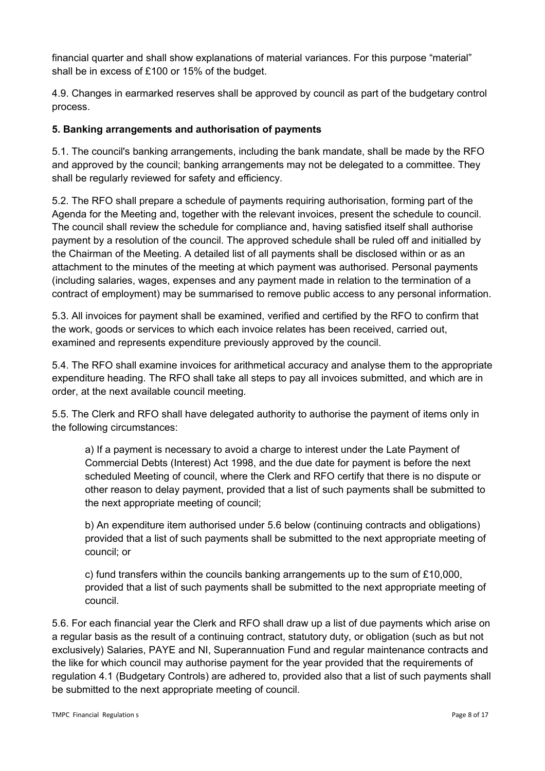financial quarter and shall show explanations of material variances. For this purpose "material" shall be in excess of £100 or 15% of the budget.

4.9. Changes in earmarked reserves shall be approved by council as part of the budgetary control process.

**5. Banking arrangements and authorisation of payments**

5.1. The council's banking arrangements, including the bank mandate, shall be made by the RFO and approved by the council; banking arrangements may not be delegated to a committee. They shall be regularly reviewed for safety and efficiency.

5.2. The RFO shall prepare a schedule of payments requiring authorisation, forming part of the Agenda for the Meeting and, together with the relevant invoices, present the schedule to council. The council shall review the schedule for compliance and, having satisfied itself shall authorise payment by a resolution of the council. The approved schedule shall be ruled off and initialled by the Chairman of the Meeting. A detailed list of all payments shall be disclosed within or as an attachment to the minutes of the meeting at which payment was authorised. Personal payments (including salaries, wages, expenses and any payment made in relation to the termination of a contract of employment) may be summarised to remove public access to any personal information.

5.3. All invoices for payment shall be examined, verified and certified by the RFO to confirm that the work, goods or services to which each invoice relates has been received, carried out, examined and represents expenditure previously approved by the council.

5.4. The RFO shall examine invoices for arithmetical accuracy and analyse them to the appropriate expenditure heading. The RFO shall take all steps to pay all invoices submitted, and which are in order, at the next available council meeting.

5.5. The Clerk and RFO shall have delegated authority to authorise the payment of items only in the following circumstances:

a) If a payment is necessary to avoid a charge to interest under the Late Payment of Commercial Debts (Interest) Act 1998, and the due date for payment is before the next scheduled Meeting of council, where the Clerk and RFO certify that there is no dispute or other reason to delay payment, provided that a list of such payments shall be submitted to the next appropriate meeting of council;

b) An expenditure item authorised under 5.6 below (continuing contracts and obligations) provided that a list of such payments shall be submitted to the next appropriate meeting of council; or

c) fund transfers within the councils banking arrangements up to the sum of £10,000, provided that a list of such payments shall be submitted to the next appropriate meeting of council.

5.6. For each financial year the Clerk and RFO shall draw up a list of due payments which arise on a regular basis as the result of a continuing contract, statutory duty, or obligation (such as but not exclusively) Salaries, PAYE and NI, Superannuation Fund and regular maintenance contracts and the like for which council may authorise payment for the year provided that the requirements of regulation 4.1 (Budgetary Controls) are adhered to, provided also that a list of such payments shall be submitted to the next appropriate meeting of council.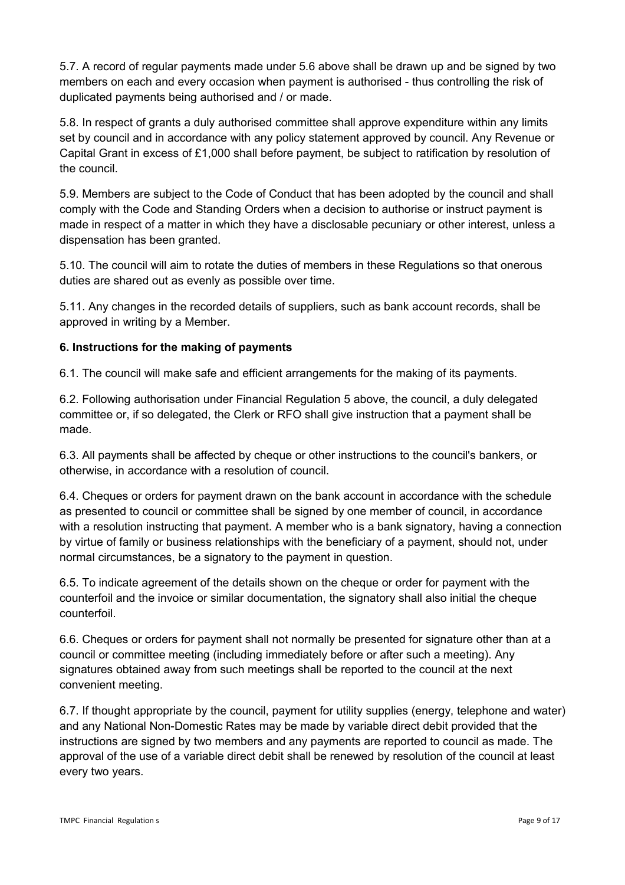5.7. A record of regular payments made under 5.6 above shall be drawn up and be signed by two members on each and every occasion when payment is authorised - thus controlling the risk of duplicated payments being authorised and / or made.

5.8. In respect of grants a duly authorised committee shall approve expenditure within any limits set by council and in accordance with any policy statement approved by council. Any Revenue or Capital Grant in excess of £1,000 shall before payment, be subject to ratification by resolution of the council.

5.9. Members are subject to the Code of Conduct that has been adopted by the council and shall comply with the Code and Standing Orders when a decision to authorise or instruct payment is made in respect of a matter in which they have a disclosable pecuniary or other interest, unless a dispensation has been granted.

5.10. The council will aim to rotate the duties of members in these Regulations so that onerous duties are shared out as evenly as possible over time.

5.11. Any changes in the recorded details of suppliers, such as bank account records, shall be approved in writing by a Member.

**6. Instructions for the making of payments**

6.1. The council will make safe and efficient arrangements for the making of its payments.

6.2. Following authorisation under Financial Regulation 5 above, the council, a duly delegated committee or, if so delegated, the Clerk or RFO shall give instruction that a payment shall be made.

6.3. All payments shall be affected by cheque or other instructions to the council's bankers, or otherwise, in accordance with a resolution of council.

6.4. Cheques or orders for payment drawn on the bank account in accordance with the schedule as presented to council or committee shall be signed by one member of council, in accordance with a resolution instructing that payment. A member who is a bank signatory, having a connection by virtue of family or business relationships with the beneficiary of a payment, should not, under normal circumstances, be a signatory to the payment in question.

6.5. To indicate agreement of the details shown on the cheque or order for payment with the counterfoil and the invoice or similar documentation, the signatory shall also initial the cheque counterfoil.

6.6. Cheques or orders for payment shall not normally be presented for signature other than at a council or committee meeting (including immediately before or after such a meeting). Any signatures obtained away from such meetings shall be reported to the council at the next convenient meeting.

6.7. If thought appropriate by the council, payment for utility supplies (energy, telephone and water) and any National Non-Domestic Rates may be made by variable direct debit provided that the instructions are signed by two members and any payments are reported to council as made. The approval of the use of a variable direct debit shall be renewed by resolution of the council at least every two years.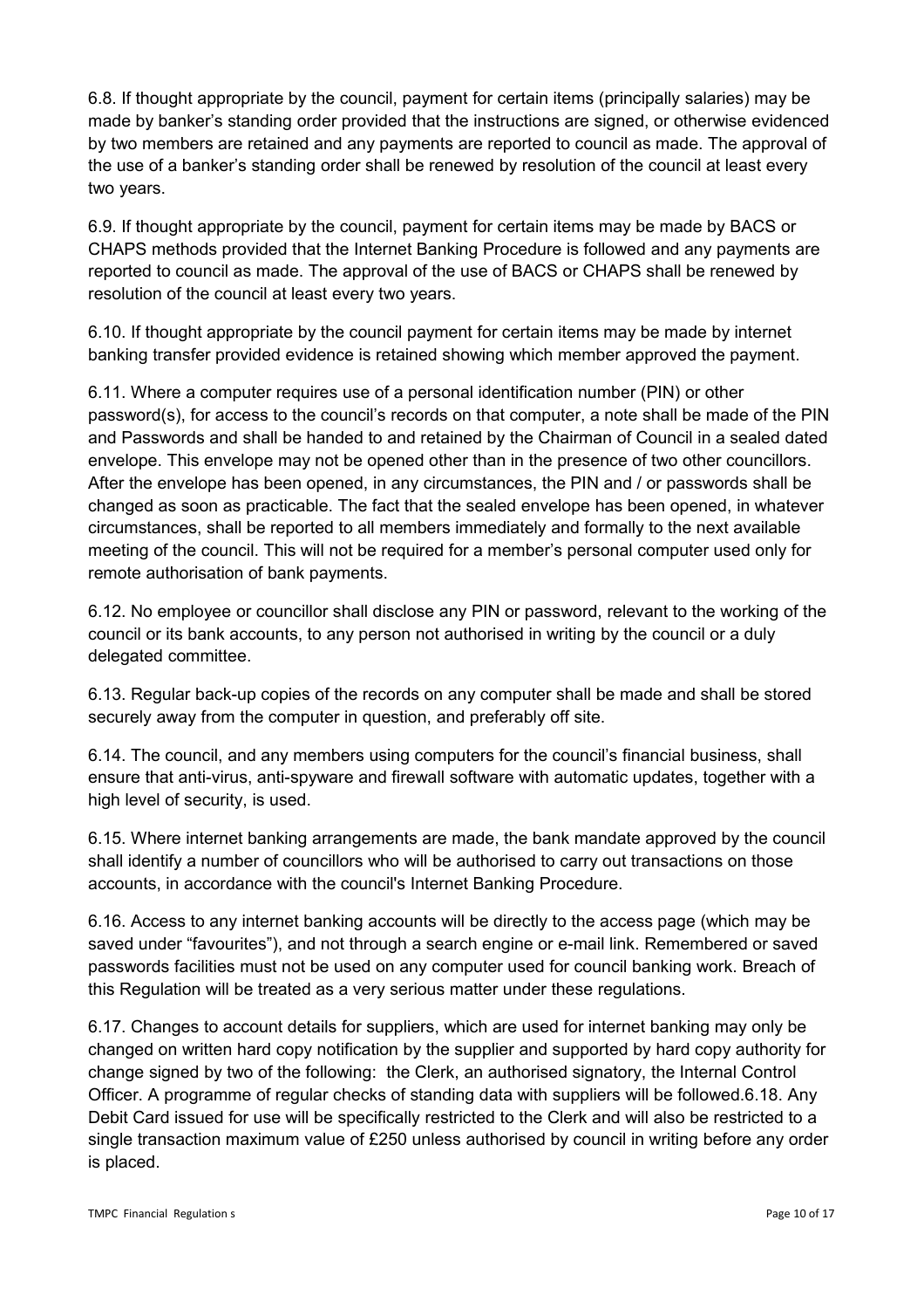6.8. If thought appropriate by the council, payment for certain items (principally salaries) may be made by banker's standing order provided that the instructions are signed, or otherwise evidenced by two members are retained and any payments are reported to council as made. The approval of the use of a banker's standing order shall be renewed by resolution of the council at least every two years.

6.9. If thought appropriate by the council, payment for certain items may be made by BACS or CHAPS methods provided that the Internet Banking Procedure is followed and any payments are reported to council as made. The approval of the use of BACS or CHAPS shall be renewed by resolution of the council at least every two years.

6.10. If thought appropriate by the council payment for certain items may be made by internet banking transfer provided evidence is retained showing which member approved the payment.

6.11. Where a computer requires use of a personal identification number (PIN) or other password(s), for access to the council's records on that computer, a note shall be made of the PIN and Passwords and shall be handed to and retained by the Chairman of Council in a sealed dated envelope. This envelope may not be opened other than in the presence of two other councillors. After the envelope has been opened, in any circumstances, the PIN and / or passwords shall be changed as soon as practicable. The fact that the sealed envelope has been opened, in whatever circumstances, shall be reported to all members immediately and formally to the next available meeting of the council. This will not be required for a member's personal computer used only for remote authorisation of bank payments.

6.12. No employee or councillor shall disclose any PIN or password, relevant to the working of the council or its bank accounts, to any person not authorised in writing by the council or a duly delegated committee.

6.13. Regular back-up copies of the records on any computer shall be made and shall be stored securely away from the computer in question, and preferably off site.

6.14. The council, and any members using computers for the council's financial business, shall ensure that anti-virus, anti-spyware and firewall software with automatic updates, together with a high level of security, is used.

6.15. Where internet banking arrangements are made, the bank mandate approved by the council shall identify a number of councillors who will be authorised to carry out transactions on those accounts, in accordance with the council's Internet Banking Procedure.

6.16. Access to any internet banking accounts will be directly to the access page (which may be saved under "favourites"), and not through a search engine or e-mail link. Remembered or saved passwords facilities must not be used on any computer used for council banking work. Breach of this Regulation will be treated as a very serious matter under these regulations.

6.17. Changes to account details for suppliers, which are used for internet banking may only be changed on written hard copy notification by the supplier and supported by hard copy authority for change signed by two of the following: the Clerk, an authorised signatory, the Internal Control Officer. A programme of regular checks of standing data with suppliers will be followed.6.18. Any Debit Card issued for use will be specifically restricted to the Clerk and will also be restricted to a single transaction maximum value of £250 unless authorised by council in writing before any order is placed.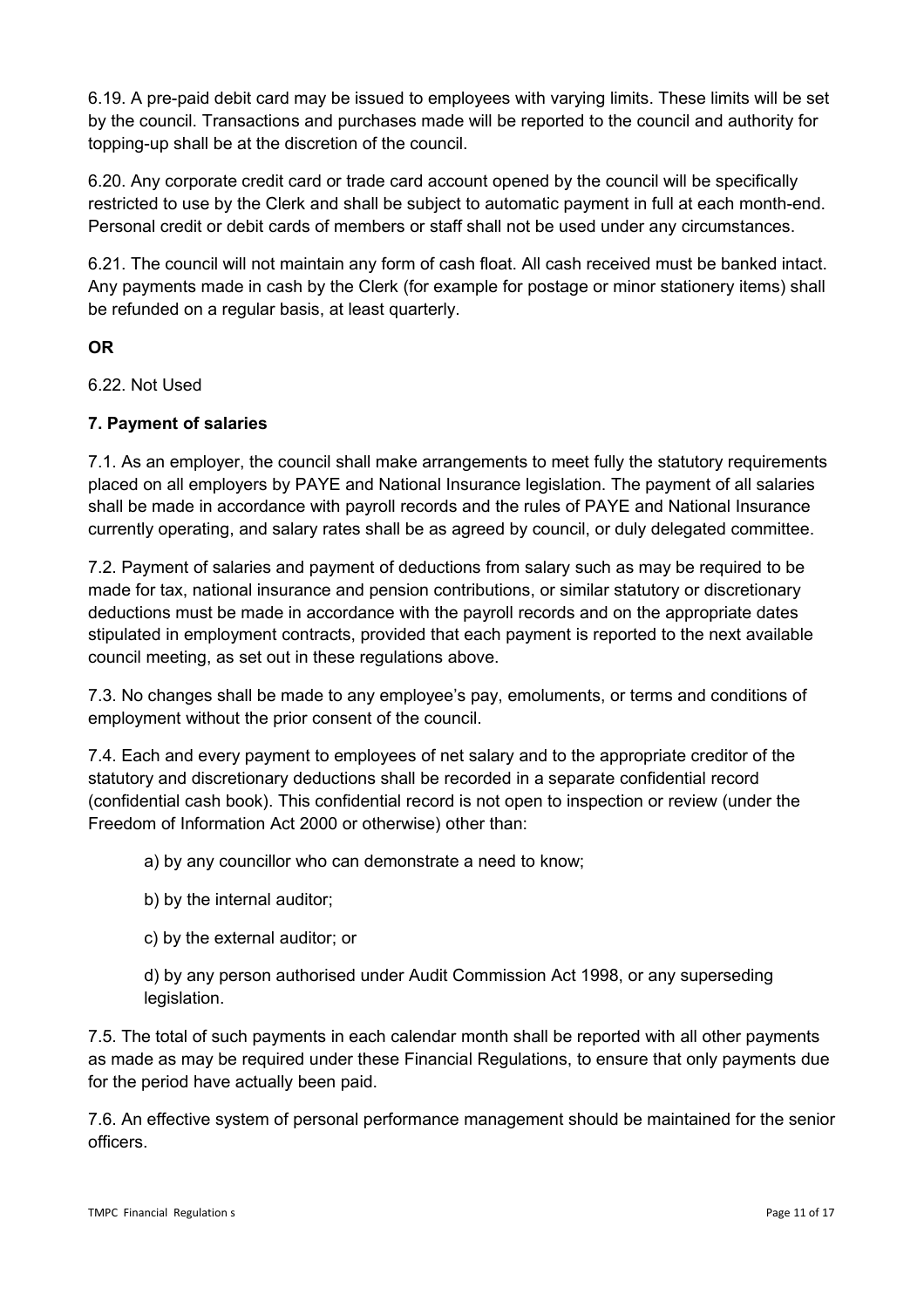6.19. A pre-paid debit card may be issued to employees with varying limits. These limits will be set by the council. Transactions and purchases made will be reported to the council and authority for topping-up shall be at the discretion of the council.

6.20. Any corporate credit card or trade card account opened by the council will be specifically restricted to use by the Clerk and shall be subject to automatic payment in full at each month-end. Personal credit or debit cards of members or staff shall not be used under any circumstances.

6.21. The council will not maintain any form of cash float. All cash received must be banked intact. Any payments made in cash by the Clerk (for example for postage or minor stationery items) shall be refunded on a regular basis, at least quarterly.

**OR**

6.22. Not Used

**7. Payment of salaries**

7.1. As an employer, the council shall make arrangements to meet fully the statutory requirements placed on all employers by PAYE and National Insurance legislation. The payment of all salaries shall be made in accordance with payroll records and the rules of PAYE and National Insurance currently operating, and salary rates shall be as agreed by council, or duly delegated committee.

7.2. Payment of salaries and payment of deductions from salary such as may be required to be made for tax, national insurance and pension contributions, or similar statutory or discretionary deductions must be made in accordance with the payroll records and on the appropriate dates stipulated in employment contracts, provided that each payment is reported to the next available council meeting, as set out in these regulations above.

7.3. No changes shall be made to any employee's pay, emoluments, or terms and conditions of employment without the prior consent of the council.

7.4. Each and every payment to employees of net salary and to the appropriate creditor of the statutory and discretionary deductions shall be recorded in a separate confidential record (confidential cash book). This confidential record is not open to inspection or review (under the Freedom of Information Act 2000 or otherwise) other than:

a) by any councillor who can demonstrate a need to know;

b) by the internal auditor;

c) by the external auditor; or

d) by any person authorised under Audit Commission Act 1998, or any superseding legislation.

7.5. The total of such payments in each calendar month shall be reported with all other payments as made as may be required under these Financial Regulations, to ensure that only payments due for the period have actually been paid.

7.6. An effective system of personal performance management should be maintained for the senior officers.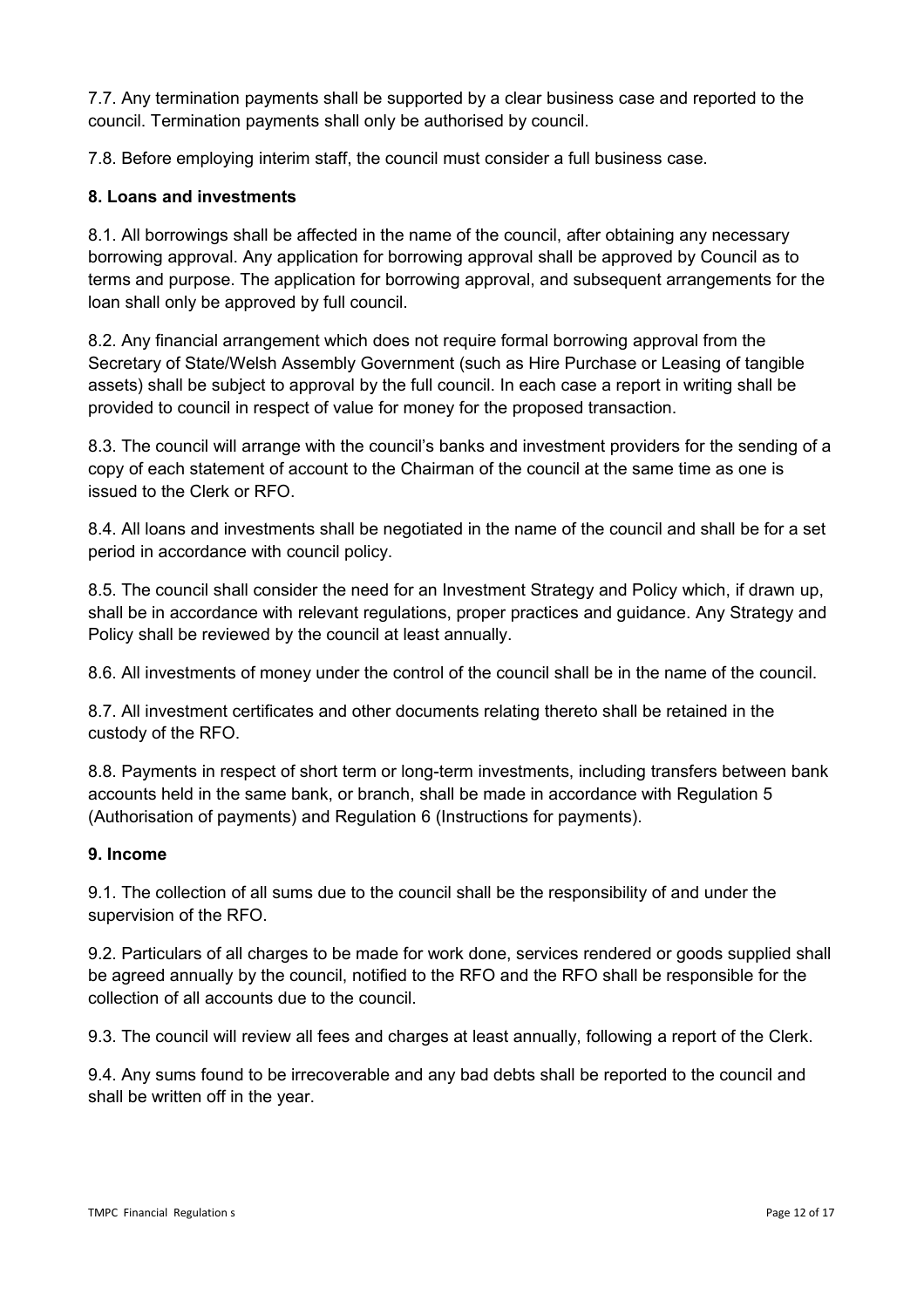7.7. Any termination payments shall be supported by a clear business case and reported to the council. Termination payments shall only be authorised by council.

7.8. Before employing interim staff, the council must consider a full business case.

**8. Loans and investments**

8.1. All borrowings shall be affected in the name of the council, after obtaining any necessary borrowing approval. Any application for borrowing approval shall be approved by Council as to terms and purpose. The application for borrowing approval, and subsequent arrangements for the loan shall only be approved by full council.

8.2. Any financial arrangement which does not require formal borrowing approval from the Secretary of State/Welsh Assembly Government (such as Hire Purchase or Leasing of tangible assets) shall be subject to approval by the full council. In each case a report in writing shall be provided to council in respect of value for money for the proposed transaction.

8.3. The council will arrange with the council's banks and investment providers for the sending of a copy of each statement of account to the Chairman of the council at the same time as one is issued to the Clerk or RFO.

8.4. All loans and investments shall be negotiated in the name of the council and shall be for a set period in accordance with council policy.

8.5. The council shall consider the need for an Investment Strategy and Policy which, if drawn up, shall be in accordance with relevant regulations, proper practices and guidance. Any Strategy and Policy shall be reviewed by the council at least annually.

8.6. All investments of money under the control of the council shall be in the name of the council.

8.7. All investment certificates and other documents relating thereto shall be retained in the custody of the RFO.

8.8. Payments in respect of short term or long-term investments, including transfers between bank accounts held in the same bank, or branch, shall be made in accordance with Regulation 5 (Authorisation of payments) and Regulation 6 (Instructions for payments).

**9. Income**

9.1. The collection of all sums due to the council shall be the responsibility of and under the supervision of the RFO.

9.2. Particulars of all charges to be made for work done, services rendered or goods supplied shall be agreed annually by the council, notified to the RFO and the RFO shall be responsible for the collection of all accounts due to the council.

9.3. The council will review all fees and charges at least annually, following a report of the Clerk.

9.4. Any sums found to be irrecoverable and any bad debts shall be reported to the council and shall be written off in the year.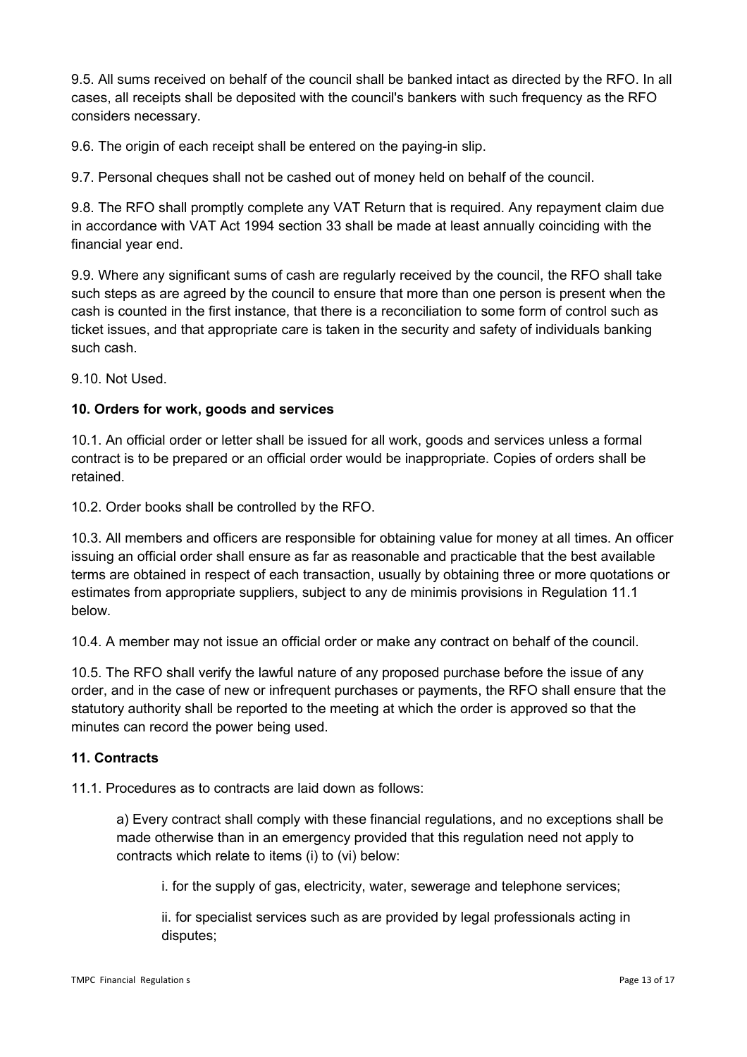9.5. All sums received on behalf of the council shall be banked intact as directed by the RFO. In all cases, all receipts shall be deposited with the council's bankers with such frequency as the RFO considers necessary.

9.6. The origin of each receipt shall be entered on the paying-in slip.

9.7. Personal cheques shall not be cashed out of money held on behalf of the council.

9.8. The RFO shall promptly complete any VAT Return that is required. Any repayment claim due in accordance with VAT Act 1994 section 33 shall be made at least annually coinciding with the financial year end.

9.9. Where any significant sums of cash are regularly received by the council, the RFO shall take such steps as are agreed by the council to ensure that more than one person is present when the cash is counted in the first instance, that there is a reconciliation to some form of control such as ticket issues, and that appropriate care is taken in the security and safety of individuals banking such cash.

9.10. Not Used.

## 10. Orders for work, goods and services

10.1. An official order or letter shall be issued for all work, goods and services unless a formal contract is to be prepared or an official order would be inappropriate. Copies of orders shall be retained.

10.2. Order books shall be controlled by the RFO.

10.3. All members and officers are responsible for obtaining value for money at all times. An officer issuing an official order shall ensure as far as reasonable and practicable that the best available terms are obtained in respect of each transaction, usually by obtaining three or more quotations or estimates from appropriate suppliers, subject to any de minimis provisions in Regulation 11.1 below.

10.4. A member may not issue an official order or make any contract on behalf of the council.

10.5. The RFO shall verify the lawful nature of any proposed purchase before the issue of any order, and in the case of new or infrequent purchases or payments, the RFO shall ensure that the statutory authority shall be reported to the meeting at which the order is approved so that the minutes can record the power being used.

## 11. Contracts

11.1. Procedures as to contracts are laid down as follows:

a) Every contract shall comply with these financial regulations, and no exceptions shall be made otherwise than in an emergency provided that this regulation need not apply to contracts which relate to items (i) to (vi) below:

i. for the supply of gas, electricity, water, sewerage and telephone services;

ii. for specialist services such as are provided by legal professionals acting in disputes;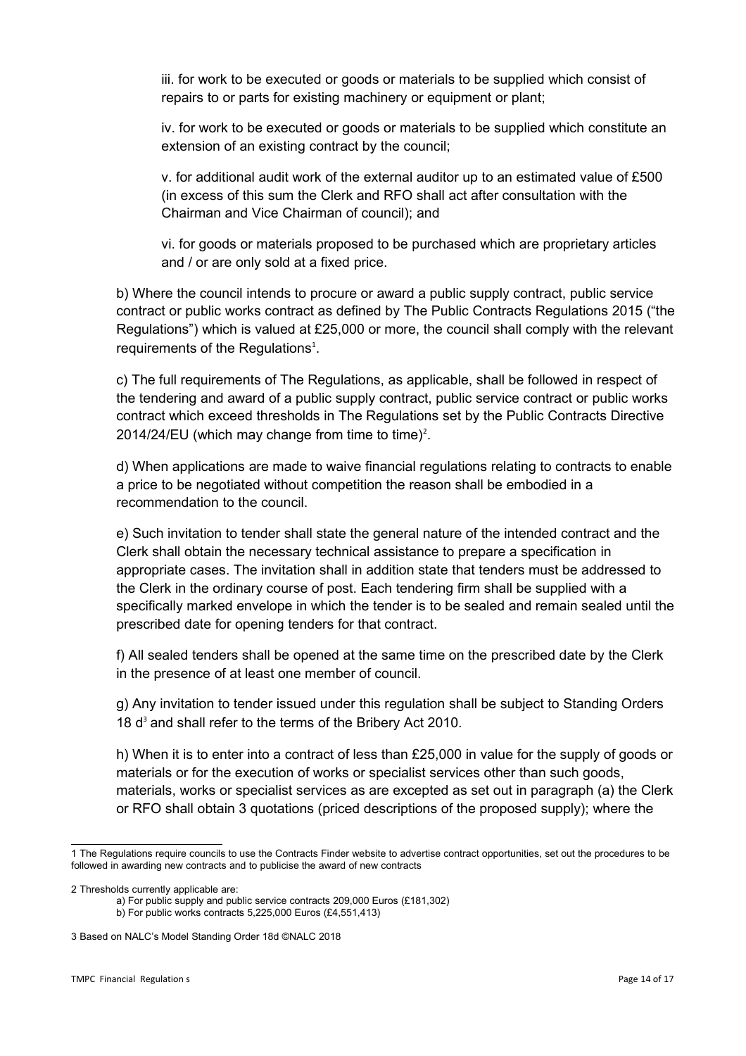iii. for work to be executed or goods or materials to be supplied which consist of repairs to or parts for existing machinery or equipment or plant;

iv. for work to be executed or goods or materials to be supplied which constitute an extension of an existing contract by the council;

v. for additional audit work of the external auditor up to an estimated value of £500 (in excess of this sum the Clerk and RFO shall act after consultation with the Chairman and Vice Chairman of council); and

vi. for goods or materials proposed to be purchased which are proprietary articles and / or are only sold at a fixed price.

b) Where the council intends to procure or award a public supply contract, public service contract or public works contract as defined by The Public Contracts Regulations 2015 ("the Regulations") which is valued at £25,000 or more, the council shall comply with the relevant requirements of the Regulations[1].

c) The full requirements of The Regulations, as applicable, shall be followed in respect of the tendering and award of a public supply contract, public service contract or public works contract which exceed thresholds in The Regulations set by the Public Contracts Directive 2014/24/EU (which may change from time to time)[2].

d) When applications are made to waive financial regulations relating to contracts to enable a price to be negotiated without competition the reason shall be embodied in a recommendation to the council.

e) Such invitation to tender shall state the general nature of the intended contract and the Clerk shall obtain the necessary technical assistance to prepare a specification in appropriate cases. The invitation shall in addition state that tenders must be addressed to the Clerk in the ordinary course of post. Each tendering firm shall be supplied with a specifically marked envelope in which the tender is to be sealed and remain sealed until the prescribed date for opening tenders for that contract.

f) All sealed tenders shall be opened at the same time on the prescribed date by the Clerk in the presence of at least one member of council.

g) Any invitation to tender issued under this regulation shall be subject to Standing Orders 18 d[3] and shall refer to the terms of the Bribery Act 2010.

h) When it is to enter into a contract of less than £25,000 in value for the supply of goods or materials or for the execution of works or specialist services other than such goods, materials, works or specialist services as are excepted as set out in paragraph (a) the Clerk or RFO shall obtain 3 quotations (priced descriptions of the proposed supply); where the

---

1 The Regulations require councils to use the Contracts Finder website to advertise contract opportunities, set out the procedures to be followed in awarding new contracts and to publicise the award of new contracts

2 Thresholds currently applicable are:

a) For public supply and public service contracts 209,000 Euros (£181,302)

b) For public works contracts 5,225,000 Euros (£4,551,413)

3 Based on NALC's Model Standing Order 18d ©NALC 2018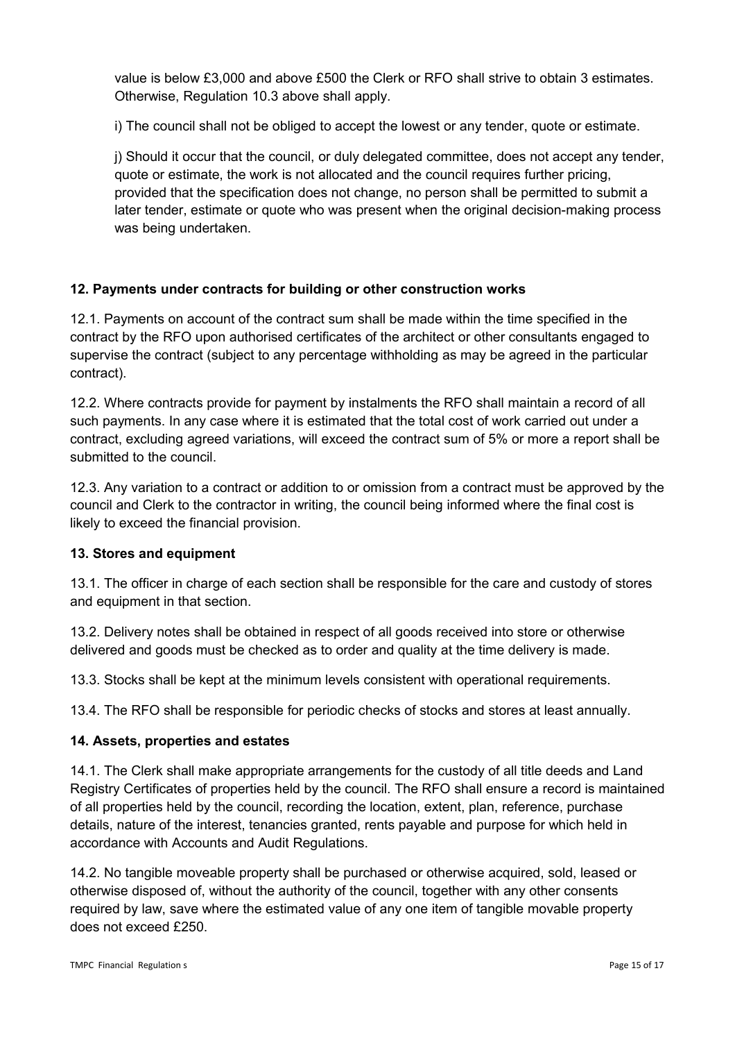value is below £3,000 and above £500 the Clerk or RFO shall strive to obtain 3 estimates. Otherwise, Regulation 10.3 above shall apply.

i) The council shall not be obliged to accept the lowest or any tender, quote or estimate.

j) Should it occur that the council, or duly delegated committee, does not accept any tender, quote or estimate, the work is not allocated and the council requires further pricing, provided that the specification does not change, no person shall be permitted to submit a later tender, estimate or quote who was present when the original decision-making process was being undertaken.

**12. Payments under contracts for building or other construction works**

12.1. Payments on account of the contract sum shall be made within the time specified in the contract by the RFO upon authorised certificates of the architect or other consultants engaged to supervise the contract (subject to any percentage withholding as may be agreed in the particular contract).

12.2. Where contracts provide for payment by instalments the RFO shall maintain a record of all such payments. In any case where it is estimated that the total cost of work carried out under a contract, excluding agreed variations, will exceed the contract sum of 5% or more a report shall be submitted to the council.

12.3. Any variation to a contract or addition to or omission from a contract must be approved by the council and Clerk to the contractor in writing, the council being informed where the final cost is likely to exceed the financial provision.

**13. Stores and equipment**

13.1. The officer in charge of each section shall be responsible for the care and custody of stores and equipment in that section.

13.2. Delivery notes shall be obtained in respect of all goods received into store or otherwise delivered and goods must be checked as to order and quality at the time delivery is made.

13.3. Stocks shall be kept at the minimum levels consistent with operational requirements.

13.4. The RFO shall be responsible for periodic checks of stocks and stores at least annually.

**14. Assets, properties and estates**

14.1. The Clerk shall make appropriate arrangements for the custody of all title deeds and Land Registry Certificates of properties held by the council. The RFO shall ensure a record is maintained of all properties held by the council, recording the location, extent, plan, reference, purchase details, nature of the interest, tenancies granted, rents payable and purpose for which held in accordance with Accounts and Audit Regulations.

14.2. No tangible moveable property shall be purchased or otherwise acquired, sold, leased or otherwise disposed of, without the authority of the council, together with any other consents required by law, save where the estimated value of any one item of tangible movable property does not exceed £250.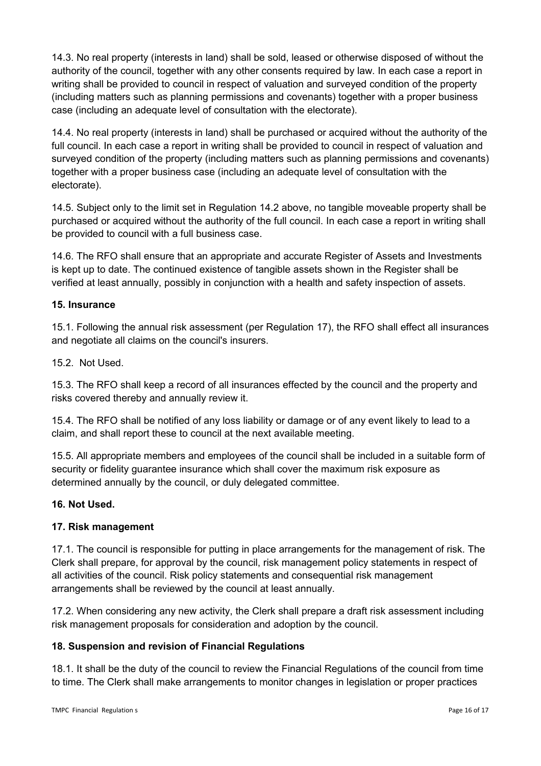14.3. No real property (interests in land) shall be sold, leased or otherwise disposed of without the authority of the council, together with any other consents required by law. In each case a report in writing shall be provided to council in respect of valuation and surveyed condition of the property (including matters such as planning permissions and covenants) together with a proper business case (including an adequate level of consultation with the electorate).

14.4. No real property (interests in land) shall be purchased or acquired without the authority of the full council. In each case a report in writing shall be provided to council in respect of valuation and surveyed condition of the property (including matters such as planning permissions and covenants) together with a proper business case (including an adequate level of consultation with the electorate).

14.5. Subject only to the limit set in Regulation 14.2 above, no tangible moveable property shall be purchased or acquired without the authority of the full council. In each case a report in writing shall be provided to council with a full business case.

14.6. The RFO shall ensure that an appropriate and accurate Register of Assets and Investments is kept up to date. The continued existence of tangible assets shown in the Register shall be verified at least annually, possibly in conjunction with a health and safety inspection of assets.

**15. Insurance**

15.1. Following the annual risk assessment (per Regulation 17), the RFO shall effect all insurances and negotiate all claims on the council's insurers.

15.2. Not Used.

15.3. The RFO shall keep a record of all insurances effected by the council and the property and risks covered thereby and annually review it.

15.4. The RFO shall be notified of any loss liability or damage or of any event likely to lead to a claim, and shall report these to council at the next available meeting.

15.5. All appropriate members and employees of the council shall be included in a suitable form of security or fidelity guarantee insurance which shall cover the maximum risk exposure as determined annually by the council, or duly delegated committee.

**16. Not Used.**

**17. Risk management**

17.1. The council is responsible for putting in place arrangements for the management of risk. The Clerk shall prepare, for approval by the council, risk management policy statements in respect of all activities of the council. Risk policy statements and consequential risk management arrangements shall be reviewed by the council at least annually.

17.2. When considering any new activity, the Clerk shall prepare a draft risk assessment including risk management proposals for consideration and adoption by the council.

**18. Suspension and revision of Financial Regulations**

18.1. It shall be the duty of the council to review the Financial Regulations of the council from time to time. The Clerk shall make arrangements to monitor changes in legislation or proper practices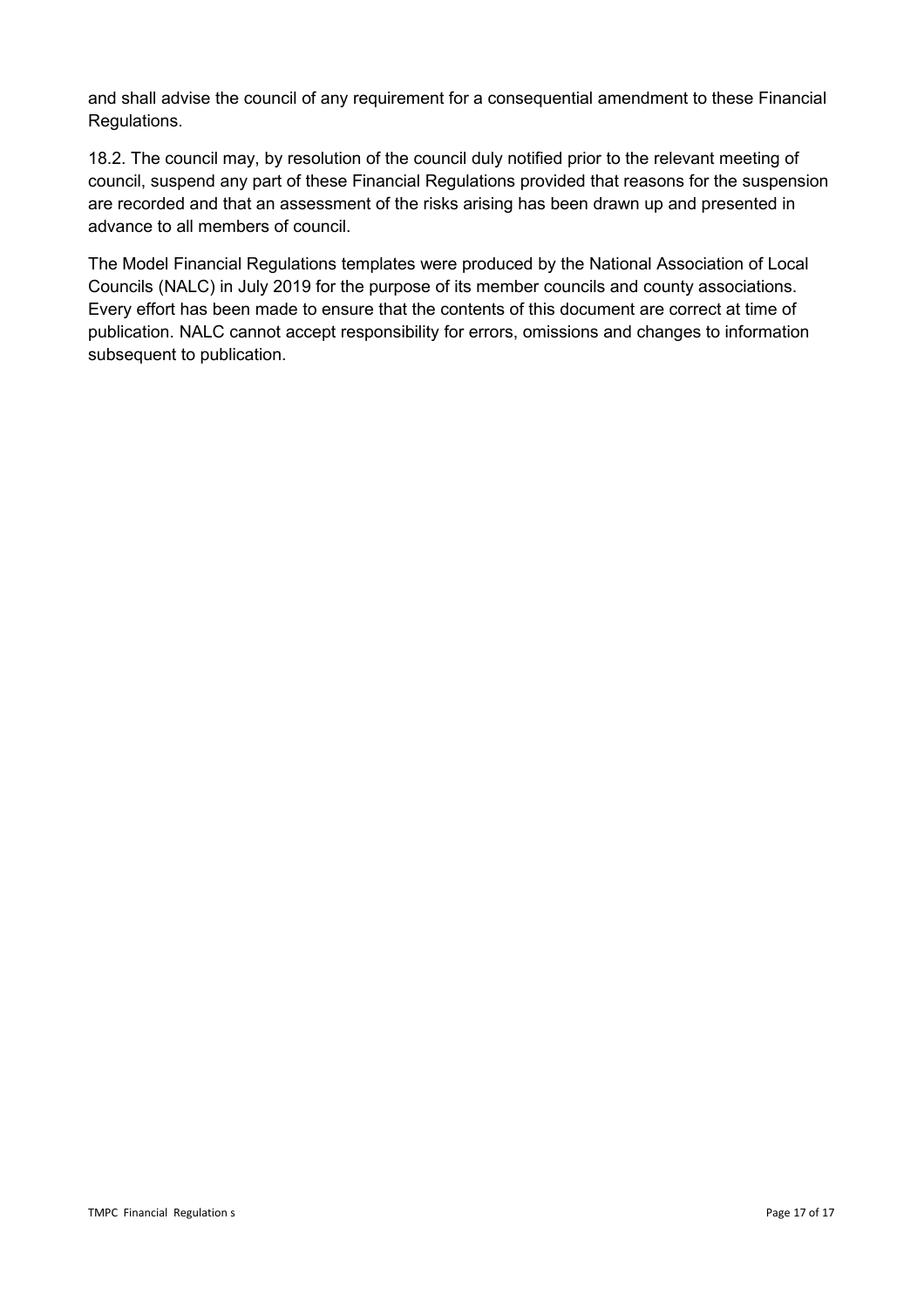and shall advise the council of any requirement for a consequential amendment to these Financial Regulations.

18.2. The council may, by resolution of the council duly notified prior to the relevant meeting of council, suspend any part of these Financial Regulations provided that reasons for the suspension are recorded and that an assessment of the risks arising has been drawn up and presented in advance to all members of council.

The Model Financial Regulations templates were produced by the National Association of Local Councils (NALC) in July 2019 for the purpose of its member councils and county associations. Every effort has been made to ensure that the contents of this document are correct at time of publication. NALC cannot accept responsibility for errors, omissions and changes to information subsequent to publication.